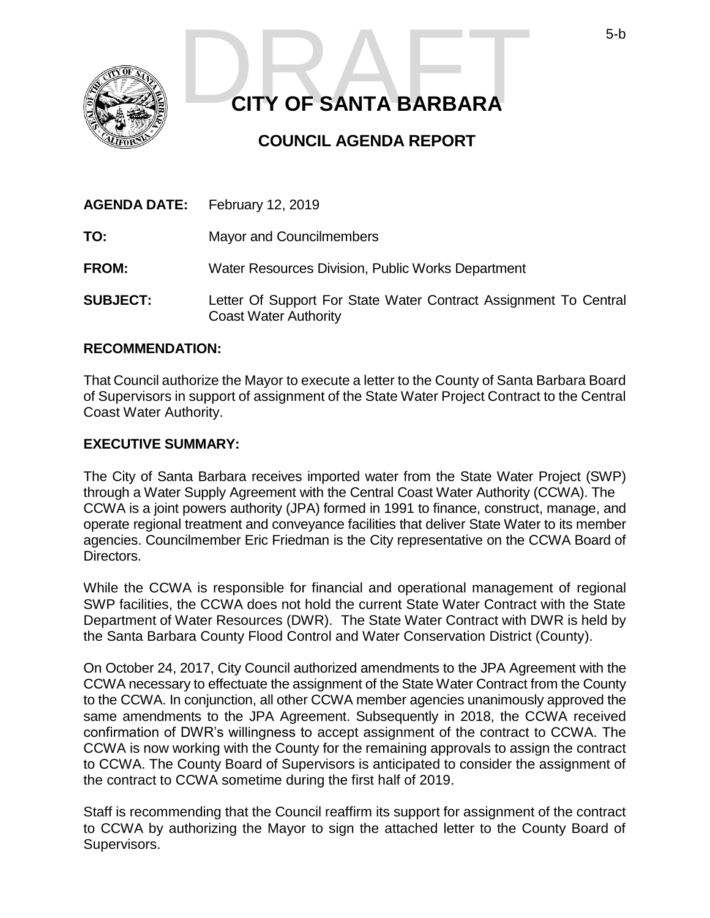# CITY OF SANTA BARBARA

## COUNCIL AGENDA REPORT

**AGENDA DATE:** February 12, 2019

**TO:** Mayor and Councilmembers

**FROM:** Water Resources Division, Public Works Department

**SUBJECT:** Letter Of Support For State Water Contract Assignment To Central Coast Water Authority

**RECOMMENDATION:**

That Council authorize the Mayor to execute a letter to the County of Santa Barbara Board of Supervisors in support of assignment of the State Water Project Contract to the Central Coast Water Authority.

**EXECUTIVE SUMMARY:**

The City of Santa Barbara receives imported water from the State Water Project (SWP) through a Water Supply Agreement with the Central Coast Water Authority (CCWA). The CCWA is a joint powers authority (JPA) formed in 1991 to finance, construct, manage, and operate regional treatment and conveyance facilities that deliver State Water to its member agencies. Councilmember Eric Friedman is the City representative on the CCWA Board of Directors.

While the CCWA is responsible for financial and operational management of regional SWP facilities, the CCWA does not hold the current State Water Contract with the State Department of Water Resources (DWR). The State Water Contract with DWR is held by the Santa Barbara County Flood Control and Water Conservation District (County).

On October 24, 2017, City Council authorized amendments to the JPA Agreement with the CCWA necessary to effectuate the assignment of the State Water Contract from the County to the CCWA. In conjunction, all other CCWA member agencies unanimously approved the same amendments to the JPA Agreement. Subsequently in 2018, the CCWA received confirmation of DWR's willingness to accept assignment of the contract to CCWA. The CCWA is now working with the County for the remaining approvals to assign the contract to CCWA. The County Board of Supervisors is anticipated to consider the assignment of the contract to CCWA sometime during the first half of 2019.

Staff is recommending that the Council reaffirm its support for assignment of the contract to CCWA by authorizing the Mayor to sign the attached letter to the County Board of Supervisors.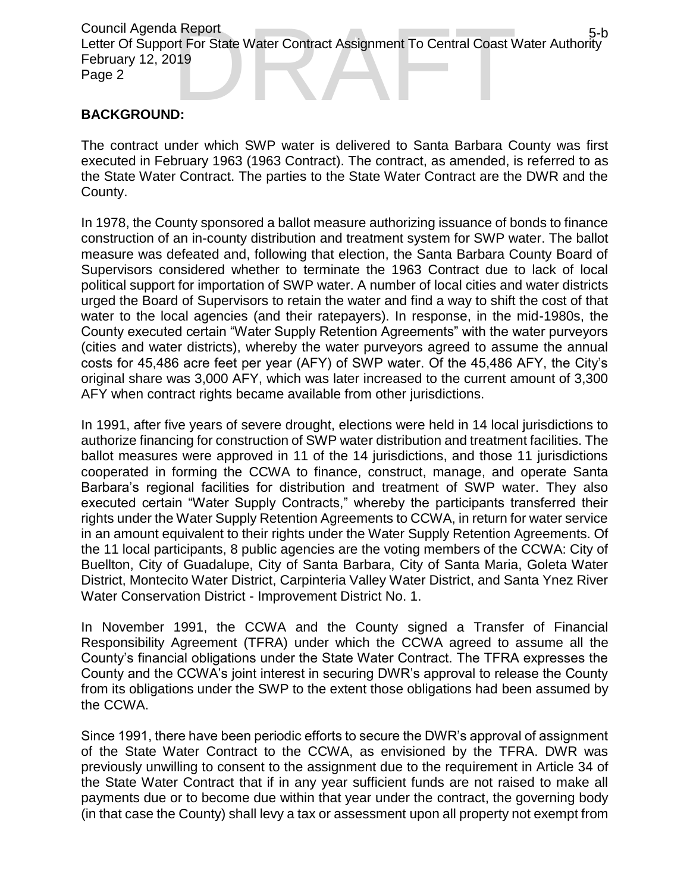## BACKGROUND:

The contract under which SWP water is delivered to Santa Barbara County was first executed in February 1963 (1963 Contract). The contract, as amended, is referred to as the State Water Contract. The parties to the State Water Contract are the DWR and the County.

In 1978, the County sponsored a ballot measure authorizing issuance of bonds to finance construction of an in-county distribution and treatment system for SWP water. The ballot measure was defeated and, following that election, the Santa Barbara County Board of Supervisors considered whether to terminate the 1963 Contract due to lack of local political support for importation of SWP water. A number of local cities and water districts urged the Board of Supervisors to retain the water and find a way to shift the cost of that water to the local agencies (and their ratepayers). In response, in the mid-1980s, the County executed certain "Water Supply Retention Agreements" with the water purveyors (cities and water districts), whereby the water purveyors agreed to assume the annual costs for 45,486 acre feet per year (AFY) of SWP water. Of the 45,486 AFY, the City's original share was 3,000 AFY, which was later increased to the current amount of 3,300 AFY when contract rights became available from other jurisdictions.

In 1991, after five years of severe drought, elections were held in 14 local jurisdictions to authorize financing for construction of SWP water distribution and treatment facilities. The ballot measures were approved in 11 of the 14 jurisdictions, and those 11 jurisdictions cooperated in forming the CCWA to finance, construct, manage, and operate Santa Barbara's regional facilities for distribution and treatment of SWP water. They also executed certain "Water Supply Contracts," whereby the participants transferred their rights under the Water Supply Retention Agreements to CCWA, in return for water service in an amount equivalent to their rights under the Water Supply Retention Agreements. Of the 11 local participants, 8 public agencies are the voting members of the CCWA: City of Buellton, City of Guadalupe, City of Santa Barbara, City of Santa Maria, Goleta Water District, Montecito Water District, Carpinteria Valley Water District, and Santa Ynez River Water Conservation District - Improvement District No. 1.

In November 1991, the CCWA and the County signed a Transfer of Financial Responsibility Agreement (TFRA) under which the CCWA agreed to assume all the County's financial obligations under the State Water Contract. The TFRA expresses the County and the CCWA's joint interest in securing DWR's approval to release the County from its obligations under the SWP to the extent those obligations had been assumed by the CCWA.

Since 1991, there have been periodic efforts to secure the DWR's approval of assignment of the State Water Contract to the CCWA, as envisioned by the TFRA. DWR was previously unwilling to consent to the assignment due to the requirement in Article 34 of the State Water Contract that if in any year sufficient funds are not raised to make all payments due or to become due within that year under the contract, the governing body (in that case the County) shall levy a tax or assessment upon all property not exempt from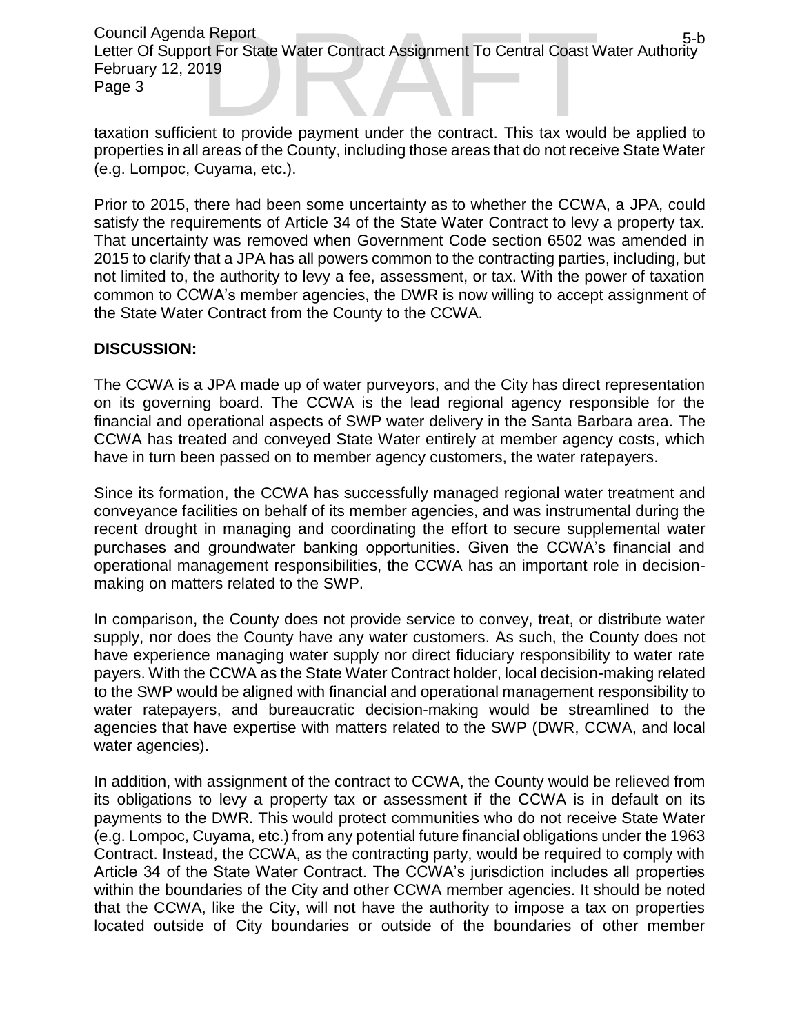taxation sufficient to provide payment under the contract. This tax would be applied to properties in all areas of the County, including those areas that do not receive State Water (e.g. Lompoc, Cuyama, etc.).

Prior to 2015, there had been some uncertainty as to whether the CCWA, a JPA, could satisfy the requirements of Article 34 of the State Water Contract to levy a property tax. That uncertainty was removed when Government Code section 6502 was amended in 2015 to clarify that a JPA has all powers common to the contracting parties, including, but not limited to, the authority to levy a fee, assessment, or tax. With the power of taxation common to CCWA's member agencies, the DWR is now willing to accept assignment of the State Water Contract from the County to the CCWA.

## DISCUSSION:

The CCWA is a JPA made up of water purveyors, and the City has direct representation on its governing board. The CCWA is the lead regional agency responsible for the financial and operational aspects of SWP water delivery in the Santa Barbara area. The CCWA has treated and conveyed State Water entirely at member agency costs, which have in turn been passed on to member agency customers, the water ratepayers.

Since its formation, the CCWA has successfully managed regional water treatment and conveyance facilities on behalf of its member agencies, and was instrumental during the recent drought in managing and coordinating the effort to secure supplemental water purchases and groundwater banking opportunities. Given the CCWA's financial and operational management responsibilities, the CCWA has an important role in decision-making on matters related to the SWP.

In comparison, the County does not provide service to convey, treat, or distribute water supply, nor does the County have any water customers. As such, the County does not have experience managing water supply nor direct fiduciary responsibility to water rate payers. With the CCWA as the State Water Contract holder, local decision-making related to the SWP would be aligned with financial and operational management responsibility to water ratepayers, and bureaucratic decision-making would be streamlined to the agencies that have expertise with matters related to the SWP (DWR, CCWA, and local water agencies).

In addition, with assignment of the contract to CCWA, the County would be relieved from its obligations to levy a property tax or assessment if the CCWA is in default on its payments to the DWR. This would protect communities who do not receive State Water (e.g. Lompoc, Cuyama, etc.) from any potential future financial obligations under the 1963 Contract. Instead, the CCWA, as the contracting party, would be required to comply with Article 34 of the State Water Contract. The CCWA's jurisdiction includes all properties within the boundaries of the City and other CCWA member agencies. It should be noted that the CCWA, like the City, will not have the authority to impose a tax on properties located outside of City boundaries or outside of the boundaries of other member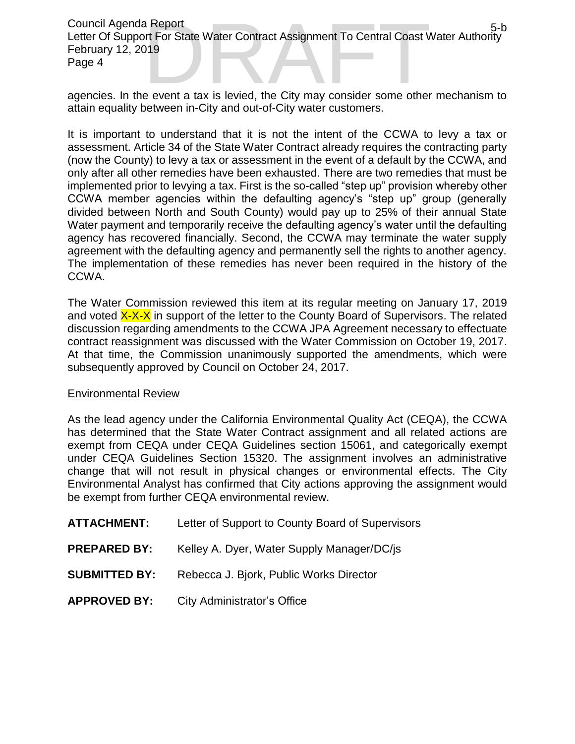agencies. In the event a tax is levied, the City may consider some other mechanism to attain equality between in-City and out-of-City water customers.

It is important to understand that it is not the intent of the CCWA to levy a tax or assessment. Article 34 of the State Water Contract already requires the contracting party (now the County) to levy a tax or assessment in the event of a default by the CCWA, and only after all other remedies have been exhausted. There are two remedies that must be implemented prior to levying a tax. First is the so-called "step up" provision whereby other CCWA member agencies within the defaulting agency's "step up" group (generally divided between North and South County) would pay up to 25% of their annual State Water payment and temporarily receive the defaulting agency's water until the defaulting agency has recovered financially. Second, the CCWA may terminate the water supply agreement with the defaulting agency and permanently sell the rights to another agency. The implementation of these remedies has never been required in the history of the CCWA.

The Water Commission reviewed this item at its regular meeting on January 17, 2019 and voted X-X-X in support of the letter to the County Board of Supervisors. The related discussion regarding amendments to the CCWA JPA Agreement necessary to effectuate contract reassignment was discussed with the Water Commission on October 19, 2017. At that time, the Commission unanimously supported the amendments, which were subsequently approved by Council on October 24, 2017.

Environmental Review

As the lead agency under the California Environmental Quality Act (CEQA), the CCWA has determined that the State Water Contract assignment and all related actions are exempt from CEQA under CEQA Guidelines section 15061, and categorically exempt under CEQA Guidelines Section 15320. The assignment involves an administrative change that will not result in physical changes or environmental effects. The City Environmental Analyst has confirmed that City actions approving the assignment would be exempt from further CEQA environmental review.

**ATTACHMENT:** Letter of Support to County Board of Supervisors

**PREPARED BY:** Kelley A. Dyer, Water Supply Manager/DC/js

**SUBMITTED BY:** Rebecca J. Bjork, Public Works Director

**APPROVED BY:** City Administrator's Office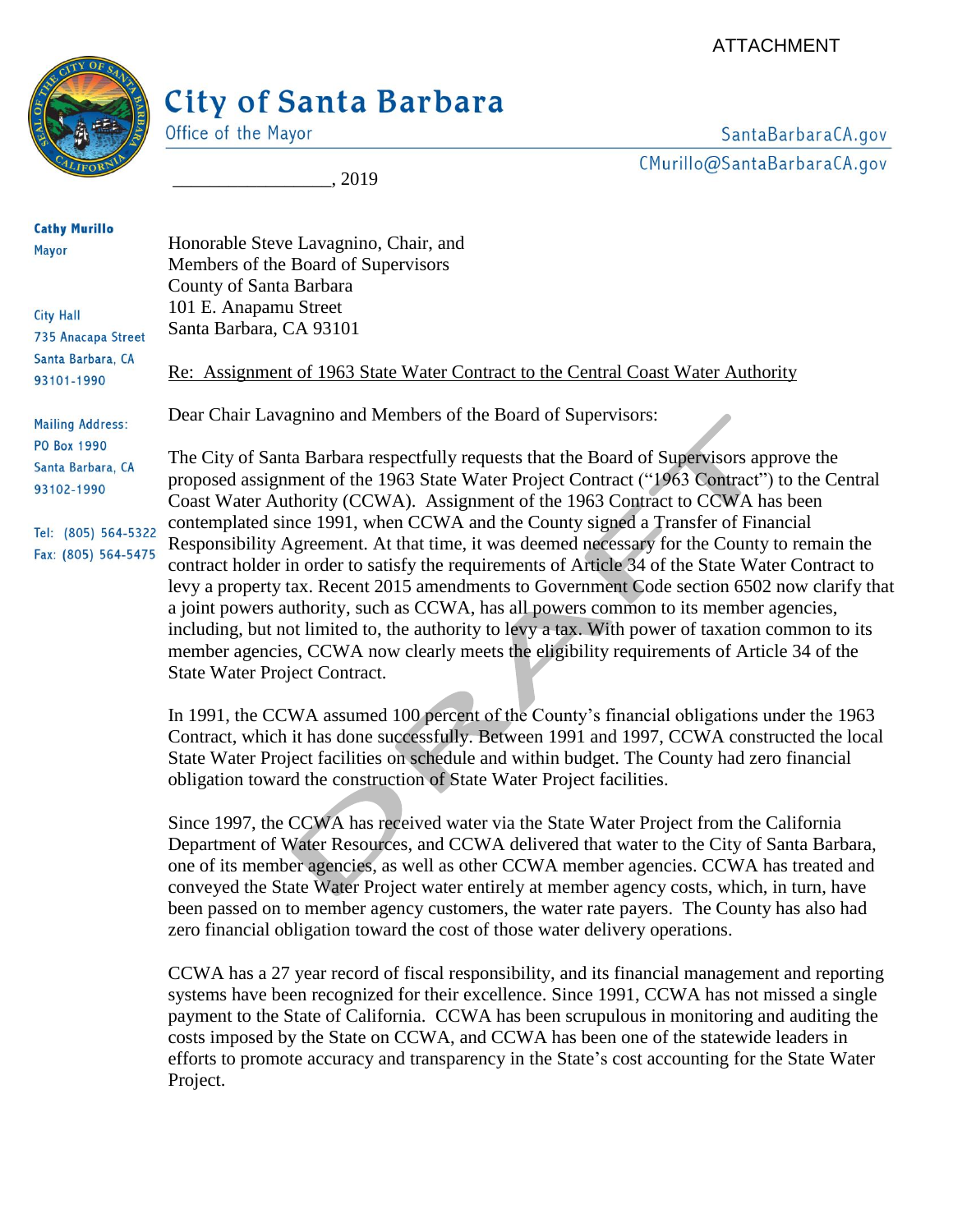ATTACHMENT

# City of Santa Barbara

Office of the Mayor

SantaBarbaraCA.gov

CMurillo@SantaBarbaraCA.gov

**Cathy Murillo**
Mayor

City Hall
735 Anacapa Street
Santa Barbara, CA
93101-1990

Mailing Address:
PO Box 1990
Santa Barbara, CA
93102-1990

Tel: (805) 564-5322
Fax: (805) 564-5475

_________________, 2019

Honorable Steve Lavagnino, Chair, and
Members of the Board of Supervisors
County of Santa Barbara
101 E. Anapamu Street
Santa Barbara, CA 93101

Re: Assignment of 1963 State Water Contract to the Central Coast Water Authority

Dear Chair Lavagnino and Members of the Board of Supervisors:

The City of Santa Barbara respectfully requests that the Board of Supervisors approve the proposed assignment of the 1963 State Water Project Contract ("1963 Contract") to the Central Coast Water Authority (CCWA). Assignment of the 1963 Contract to CCWA has been contemplated since 1991, when CCWA and the County signed a Transfer of Financial Responsibility Agreement. At that time, it was deemed necessary for the County to remain the contract holder in order to satisfy the requirements of Article 34 of the State Water Contract to levy a property tax. Recent 2015 amendments to Government Code section 6502 now clarify that a joint powers authority, such as CCWA, has all powers common to its member agencies, including, but not limited to, the authority to levy a tax. With power of taxation common to its member agencies, CCWA now clearly meets the eligibility requirements of Article 34 of the State Water Project Contract.

In 1991, the CCWA assumed 100 percent of the County's financial obligations under the 1963 Contract, which it has done successfully. Between 1991 and 1997, CCWA constructed the local State Water Project facilities on schedule and within budget. The County had zero financial obligation toward the construction of State Water Project facilities.

Since 1997, the CCWA has received water via the State Water Project from the California Department of Water Resources, and CCWA delivered that water to the City of Santa Barbara, one of its member agencies, as well as other CCWA member agencies. CCWA has treated and conveyed the State Water Project water entirely at member agency costs, which, in turn, have been passed on to member agency customers, the water rate payers. The County has also had zero financial obligation toward the cost of those water delivery operations.

CCWA has a 27 year record of fiscal responsibility, and its financial management and reporting systems have been recognized for their excellence. Since 1991, CCWA has not missed a single payment to the State of California. CCWA has been scrupulous in monitoring and auditing the costs imposed by the State on CCWA, and CCWA has been one of the statewide leaders in efforts to promote accuracy and transparency in the State's cost accounting for the State Water Project.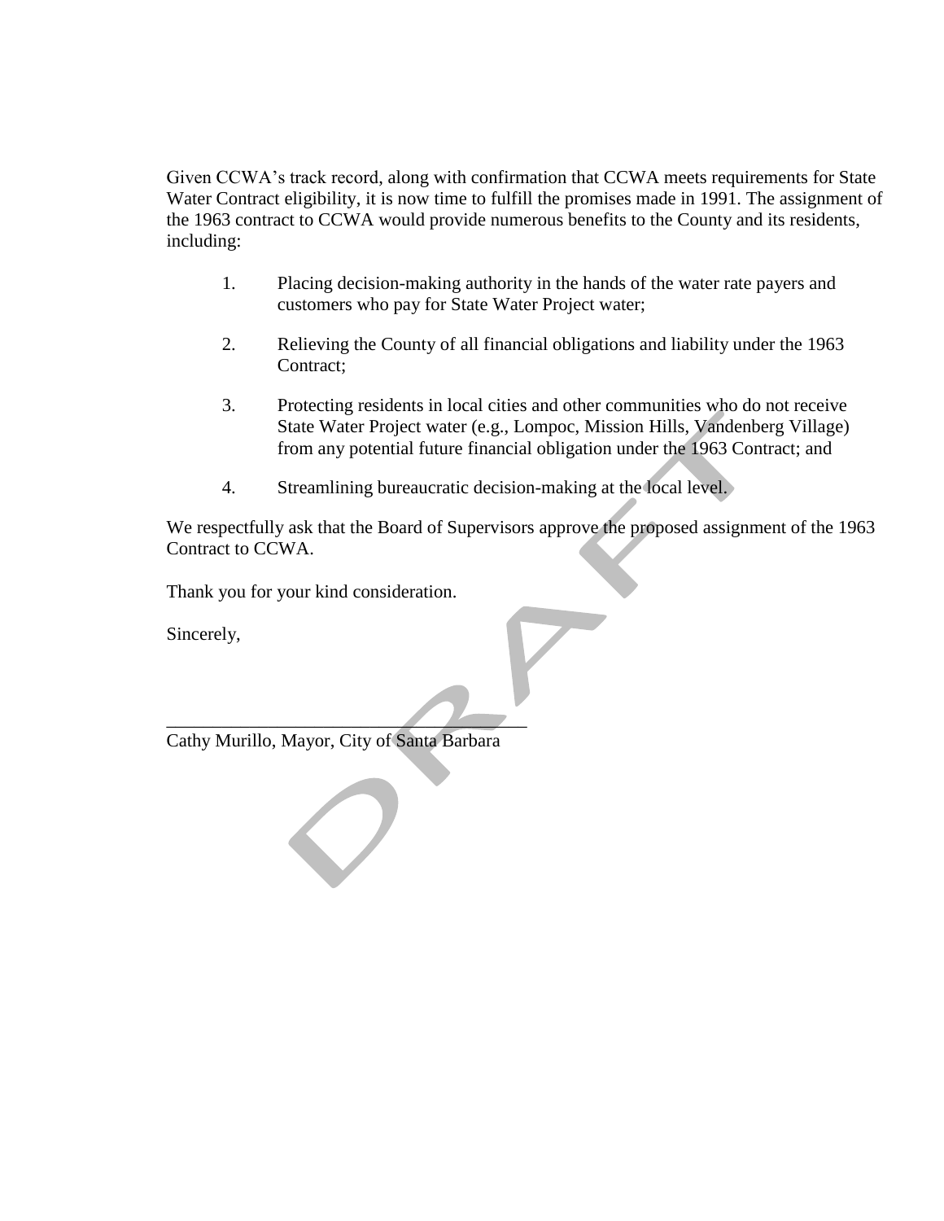Given CCWA's track record, along with confirmation that CCWA meets requirements for State Water Contract eligibility, it is now time to fulfill the promises made in 1991. The assignment of the 1963 contract to CCWA would provide numerous benefits to the County and its residents, including:

1. Placing decision-making authority in the hands of the water rate payers and customers who pay for State Water Project water;

2. Relieving the County of all financial obligations and liability under the 1963 Contract;

3. Protecting residents in local cities and other communities who do not receive State Water Project water (e.g., Lompoc, Mission Hills, Vandenberg Village) from any potential future financial obligation under the 1963 Contract; and

4. Streamlining bureaucratic decision-making at the local level.

We respectfully ask that the Board of Supervisors approve the proposed assignment of the 1963 Contract to CCWA.

Thank you for your kind consideration.

Sincerely,

\_\_\_\_\_\_\_\_\_\_\_\_\_\_\_\_\_\_\_\_\_\_\_\_\_\_\_\_\_\_\_\_\_\_\_\_\_\_

Cathy Murillo, Mayor, City of Santa Barbara

DRAFT